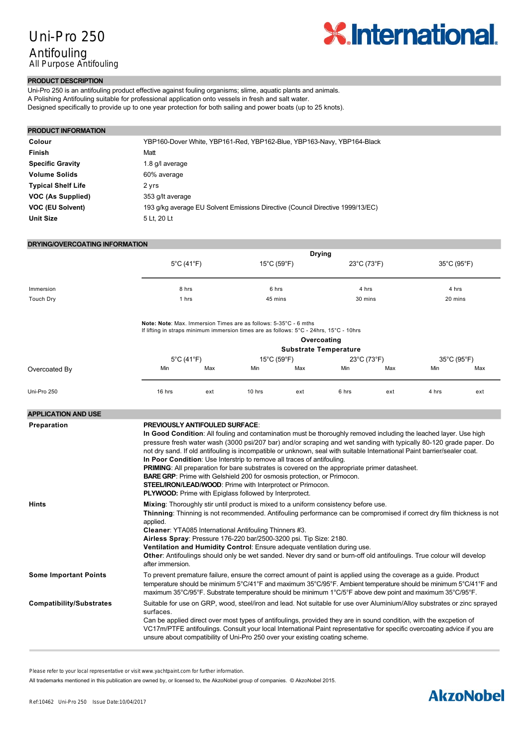# Uni-Pro 250

## Antifouling

All Purpose Antifouling

## PRODUCT DESCRIPTION

Uni-Pro 250 is an antifouling product effective against fouling organisms; slime, aquatic plants and animals.
A Polishing Antifouling suitable for professional application onto vessels in fresh and salt water.
Designed specifically to provide up to one year protection for both sailing and power boats (up to 25 knots).

## PRODUCT INFORMATION

| | |
|---|---|
| **Colour** | YBP160-Dover White, YBP161-Red, YBP162-Blue, YBP163-Navy, YBP164-Black |
| **Finish** | Matt |
| **Specific Gravity** | 1.8 g/l average |
| **Volume Solids** | 60% average |
| **Typical Shelf Life** | 2 yrs |
| **VOC (As Supplied)** | 353 g/lt average |
| **VOC (EU Solvent)** | 193 g/kg average EU Solvent Emissions Directive (Council Directive 1999/13/EC) |
| **Unit Size** | 5 Lt, 20 Lt |

## DRYING/OVERCOATING INFORMATION

**Drying**

| | 5°C (41°F) | 15°C (59°F) | 23°C (73°F) | 35°C (95°F) |
|---|---|---|---|---|
| Immersion | 8 hrs | 6 hrs | 4 hrs | 4 hrs |
| Touch Dry | 1 hrs | 45 mins | 30 mins | 20 mins |

**Note: Note**: Max. Immersion Times are as follows: 5-35°C - 6 mths
If lifting in straps minimum immersion times are as follows: 5°C - 24hrs, 15°C - 10hrs

**Overcoating**

**Substrate Temperature**

| Overcoated By | 5°C (41°F) | | 15°C (59°F) | | 23°C (73°F) | | 35°C (95°F) | |
|---|---|---|---|---|---|---|---|---|
| | Min | Max | Min | Max | Min | Max | Min | Max |
| Uni-Pro 250 | 16 hrs | ext | 10 hrs | ext | 6 hrs | ext | 4 hrs | ext |

## APPLICATION AND USE

**Preparation**

**PREVIOUSLY ANTIFOULED SURFACE**:
**In Good Condition**: All fouling and contamination must be thoroughly removed including the leached layer. Use high pressure fresh water wash (3000 psi/207 bar) and/or scraping and wet sanding with typically 80-120 grade paper. Do not dry sand. If old antifouling is incompatible or unknown, seal with suitable International Paint barrier/sealer coat.
**In Poor Condition**: Use Interstrip to remove all traces of antifouling.
**PRIMING**: All preparation for bare substrates is covered on the appropriate primer datasheet.
**BARE GRP**: Prime with Gelshield 200 for osmosis protection, or Primocon.
**STEEL/IRON/LEAD/WOOD**: Prime with Interprotect or Primocon.
**PLYWOOD:** Prime with Epiglass followed by Interprotect.

**Hints**

**Mixing**: Thoroughly stir until product is mixed to a uniform consistency before use.
**Thinning**: Thinning is not recommended. Antifouling performance can be compromised if correct dry film thickness is not applied.
**Cleaner**: YTA085 International Antifouling Thinners #3.
**Airless Spray**: Pressure 176-220 bar/2500-3200 psi. Tip Size: 2180.
**Ventilation and Humidity Control**: Ensure adequate ventilation during use.
**Other**: Antifoulings should only be wet sanded. Never dry sand or burn-off old antifoulings. True colour will develop after immersion.

**Some Important Points**

To prevent premature failure, ensure the correct amount of paint is applied using the coverage as a guide. Product temperature should be minimum 5°C/41°F and maximum 35°C/95°F. Ambient temperature should be minimum 5°C/41°F and maximum 35°C/95°F. Substrate temperature should be minimum 1°C/5°F above dew point and maximum 35°C/95°F.

**Compatibility/Substrates**

Suitable for use on GRP, wood, steel/iron and lead. Not suitable for use over Aluminium/Alloy substrates or zinc sprayed surfaces.
Can be applied direct over most types of antifoulings, provided they are in sound condition, with the excpetion of VC17m/PTFE antifoulings. Consult your local International Paint representative for specific overcoating advice if you are unsure about compatibility of Uni-Pro 250 over your existing coating scheme.

Please refer to your local representative or visit www.yachtpaint.com for further information.

All trademarks mentioned in this publication are owned by, or licensed to, the AkzoNobel group of companies. © AkzoNobel 2015.

Ref:10462 Uni-Pro 250 Issue Date:10/04/2017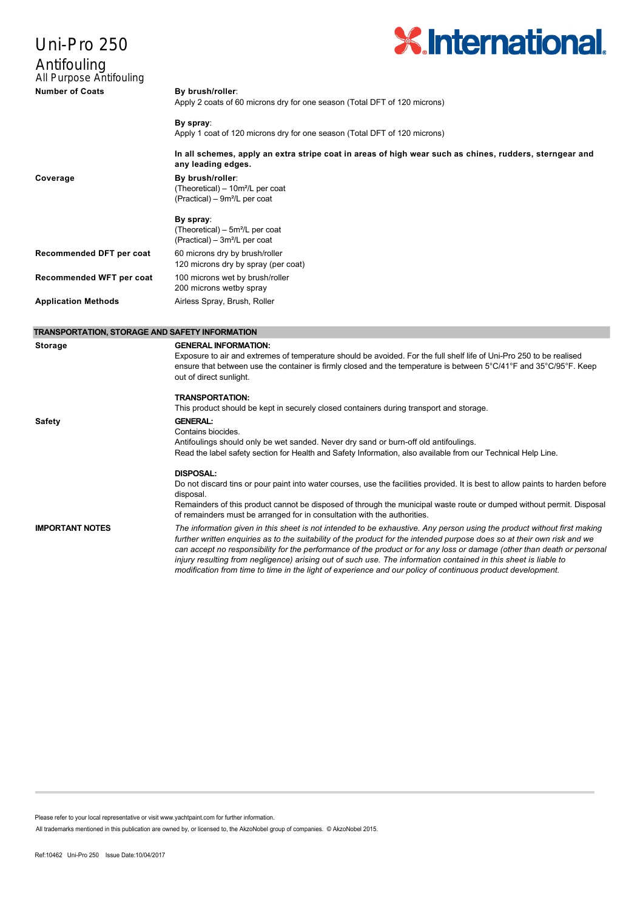# Uni-Pro 250

## Antifouling

All Purpose Antifouling

| | |
|---|---|
| **Number of Coats** | **By brush/roller**: Apply 2 coats of 60 microns dry for one season (Total DFT of 120 microns)<br><br>**By spray**: Apply 1 coat of 120 microns dry for one season (Total DFT of 120 microns)<br><br>**In all schemes, apply an extra stripe coat in areas of high wear such as chines, rudders, sterngear and any leading edges.** |
| **Coverage** | **By brush/roller**:<br>(Theoretical) – 10m²/L per coat<br>(Practical) – 9m²/L per coat<br><br>**By spray**:<br>(Theoretical) – 5m²/L per coat<br>(Practical) – 3m²/L per coat |
| **Recommended DFT per coat** | 60 microns dry by brush/roller<br>120 microns dry by spray (per coat) |
| **Recommended WFT per coat** | 100 microns wet by brush/roller<br>200 microns wetby spray |
| **Application Methods** | Airless Spray, Brush, Roller |

## TRANSPORTATION, STORAGE AND SAFETY INFORMATION

| | |
|---|---|
| **Storage** | **GENERAL INFORMATION:**<br>Exposure to air and extremes of temperature should be avoided. For the full shelf life of Uni-Pro 250 to be realised ensure that between use the container is firmly closed and the temperature is between 5°C/41°F and 35°C/95°F. Keep out of direct sunlight.<br><br>**TRANSPORTATION:**<br>This product should be kept in securely closed containers during transport and storage. |
| **Safety** | **GENERAL:**<br>Contains biocides.<br>Antifoulings should only be wet sanded. Never dry sand or burn-off old antifoulings.<br>Read the label safety section for Health and Safety Information, also available from our Technical Help Line.<br><br>**DISPOSAL:**<br>Do not discard tins or pour paint into water courses, use the facilities provided. It is best to allow paints to harden before disposal.<br>Remainders of this product cannot be disposed of through the municipal waste route or dumped without permit. Disposal of remainders must be arranged for in consultation with the authorities. |
| **IMPORTANT NOTES** | *The information given in this sheet is not intended to be exhaustive. Any person using the product without first making further written enquiries as to the suitability of the product for the intended purpose does so at their own risk and we can accept no responsibility for the performance of the product or for any loss or damage (other than death or personal injury resulting from negligence) arising out of such use. The information contained in this sheet is liable to modification from time to time in the light of experience and our policy of continuous product development.* |

Please refer to your local representative or visit www.yachtpaint.com for further information.

All trademarks mentioned in this publication are owned by, or licensed to, the AkzoNobel group of companies. © AkzoNobel 2015.

Ref:10462 Uni-Pro 250 Issue Date:10/04/2017